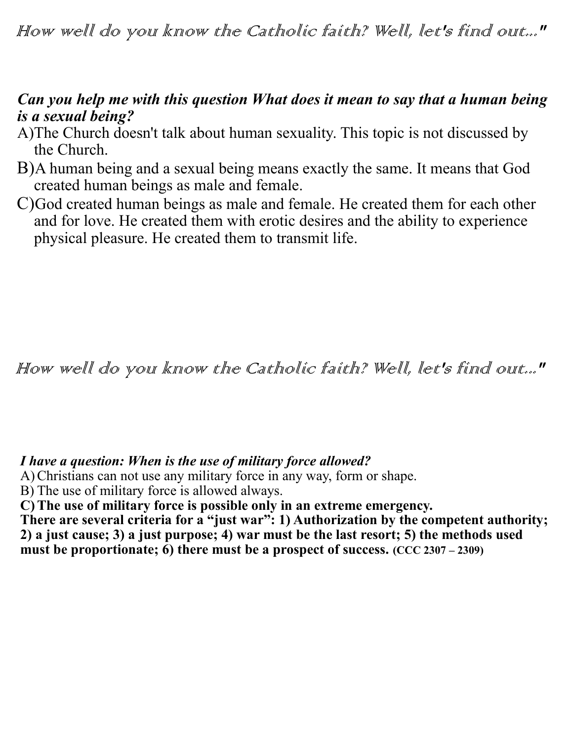*How well do you know the Catholic faith? Well, let's find out..."*

***Can you help me with this question What does it mean to say that a human being is a sexual being?***

A) The Church doesn't talk about human sexuality. This topic is not discussed by the Church.

B) A human being and a sexual being means exactly the same. It means that God created human beings as male and female.

C) God created human beings as male and female. He created them for each other and for love. He created them with erotic desires and the ability to experience physical pleasure. He created them to transmit life.

*How well do you know the Catholic faith? Well, let's find out..."*

***I have a question: When is the use of military force allowed?***

A) Christians can not use any military force in any way, form or shape.

B) The use of military force is allowed always.

**C) The use of military force is possible only in an extreme emergency.**

**There are several criteria for a "just war": 1) Authorization by the competent authority; 2) a just cause; 3) a just purpose; 4) war must be the last resort; 5) the methods used must be proportionate; 6) there must be a prospect of success. (CCC 2307 – 2309)**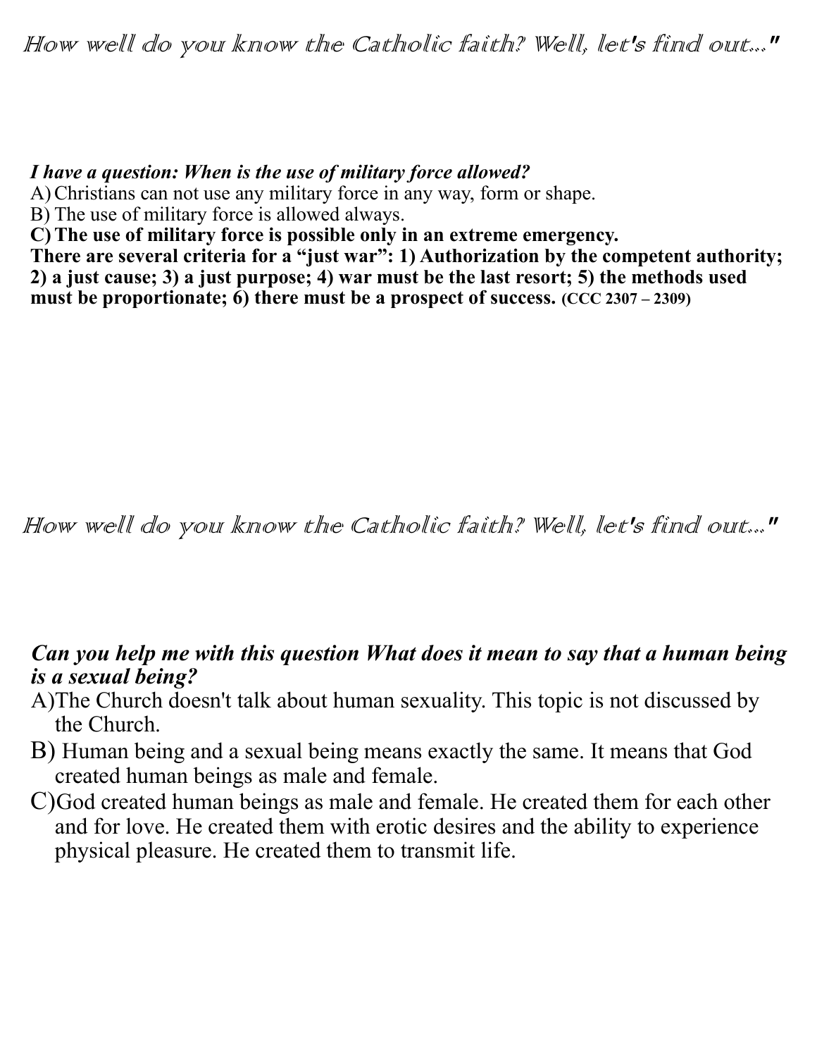*How well do you know the Catholic faith? Well, let's find out..."*

***I have a question: When is the use of military force allowed?***

A) Christians can not use any military force in any way, form or shape.

B) The use of military force is allowed always.

**C) The use of military force is possible only in an extreme emergency.**

**There are several criteria for a "just war": 1) Authorization by the competent authority; 2) a just cause; 3) a just purpose; 4) war must be the last resort; 5) the methods used must be proportionate; 6) there must be a prospect of success. (CCC 2307 – 2309)**

*How well do you know the Catholic faith? Well, let's find out..."*

***Can you help me with this question What does it mean to say that a human being is a sexual being?***

A) The Church doesn't talk about human sexuality. This topic is not discussed by the Church.

B) Human being and a sexual being means exactly the same. It means that God created human beings as male and female.

C) God created human beings as male and female. He created them for each other and for love. He created them with erotic desires and the ability to experience physical pleasure. He created them to transmit life.